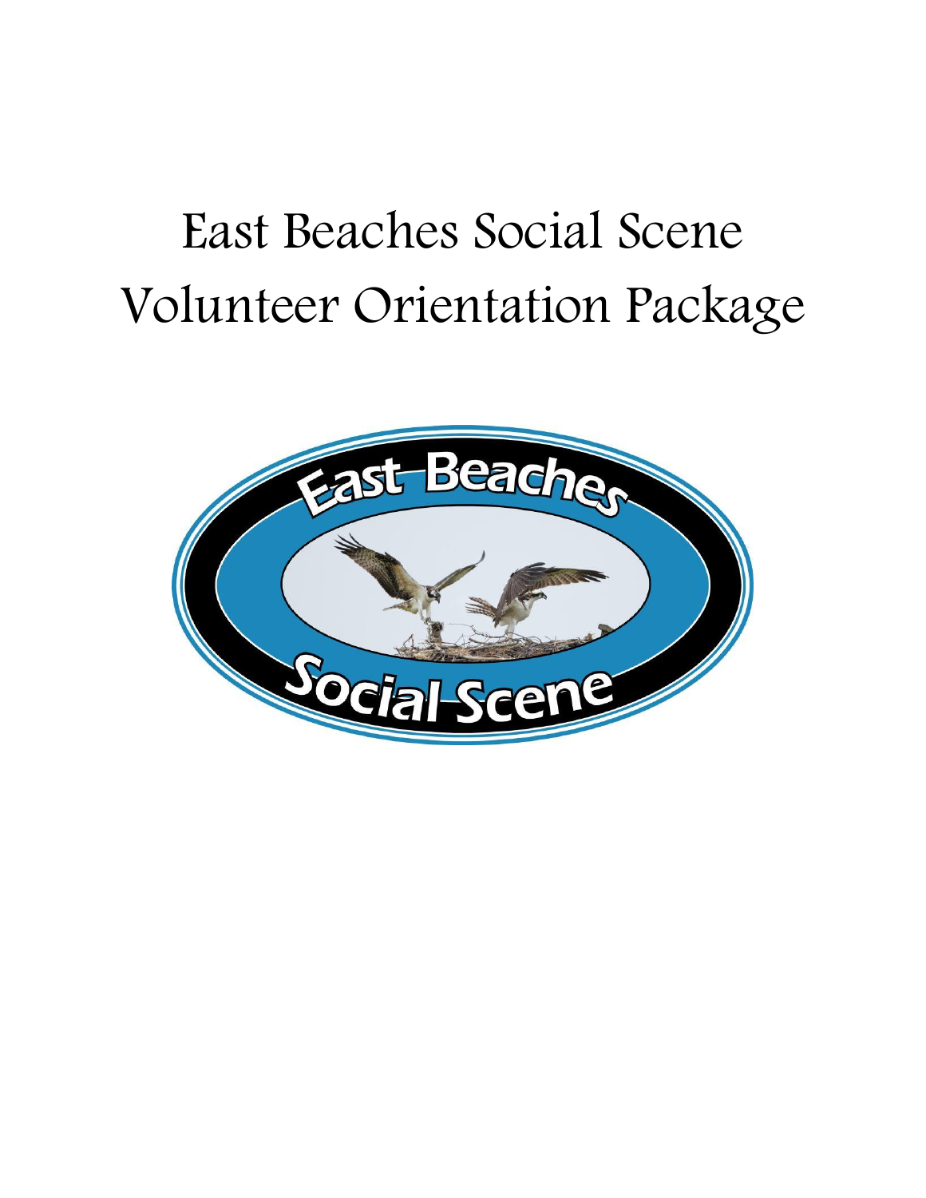# East Beaches Social Scene Volunteer Orientation Package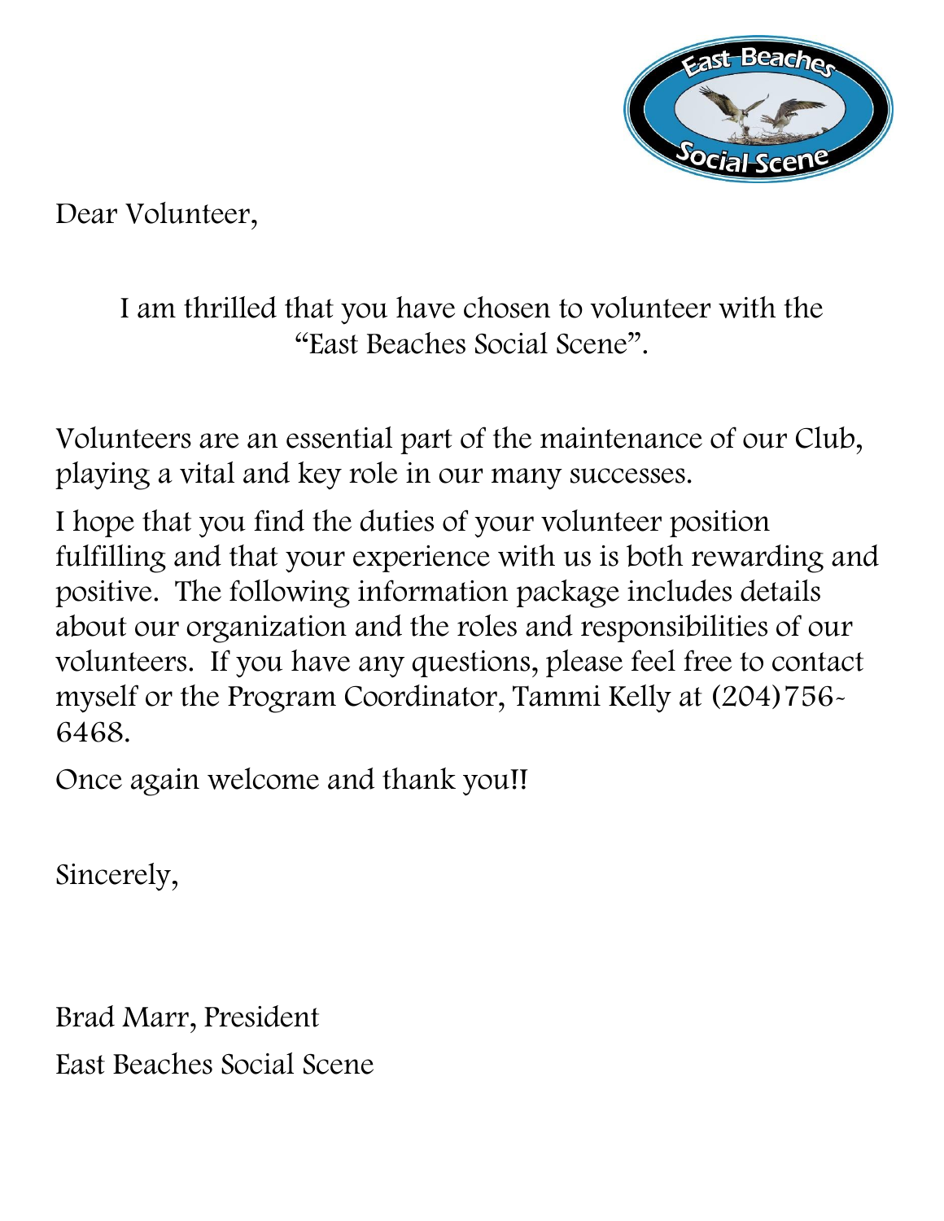Dear Volunteer,

I am thrilled that you have chosen to volunteer with the "East Beaches Social Scene".

Volunteers are an essential part of the maintenance of our Club, playing a vital and key role in our many successes.

I hope that you find the duties of your volunteer position fulfilling and that your experience with us is both rewarding and positive. The following information package includes details about our organization and the roles and responsibilities of our volunteers. If you have any questions, please feel free to contact myself or the Program Coordinator, Tammi Kelly at (204)756-6468.

Once again welcome and thank you!!

Sincerely,

Brad Marr, President

East Beaches Social Scene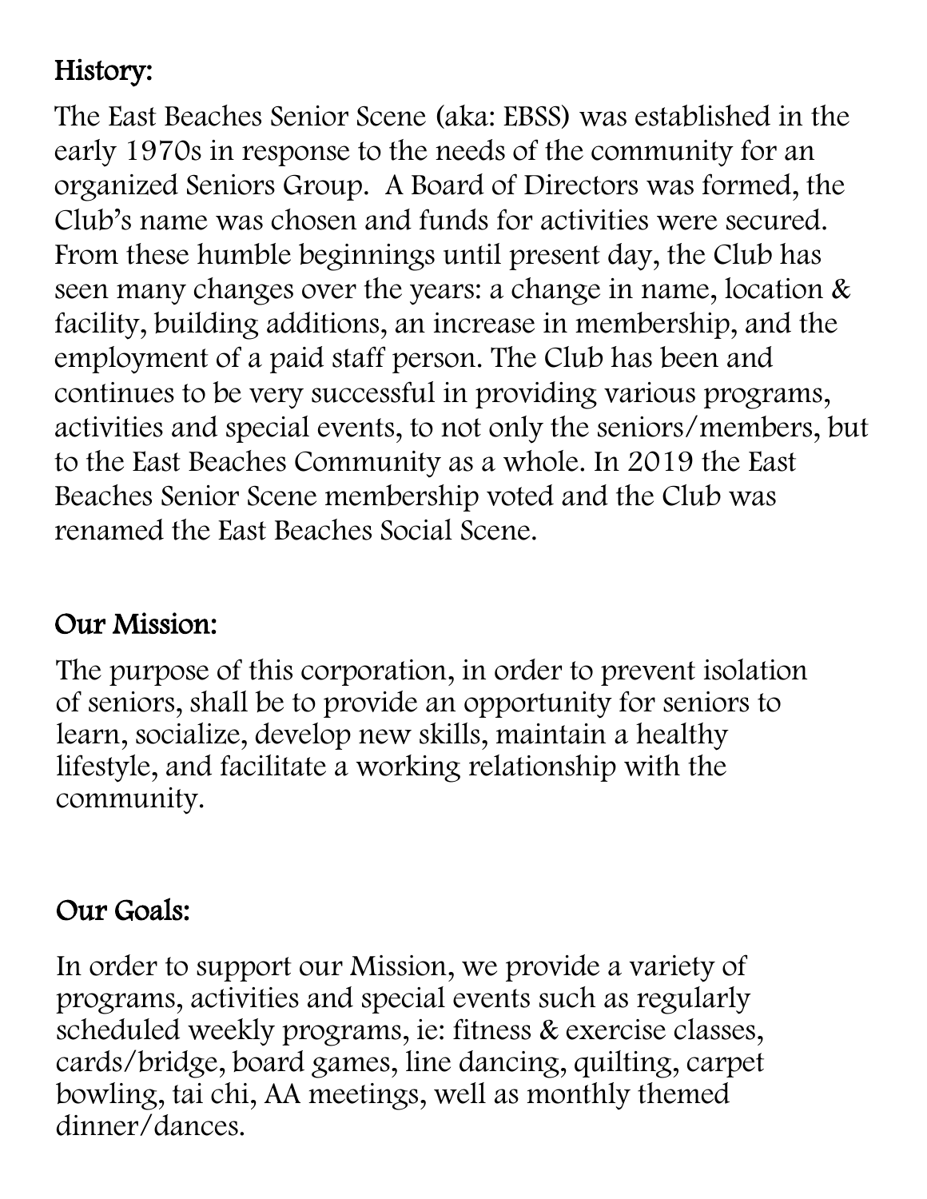## History:

The East Beaches Senior Scene (aka: EBSS) was established in the early 1970s in response to the needs of the community for an organized Seniors Group. A Board of Directors was formed, the Club's name was chosen and funds for activities were secured. From these humble beginnings until present day, the Club has seen many changes over the years: a change in name, location & facility, building additions, an increase in membership, and the employment of a paid staff person. The Club has been and continues to be very successful in providing various programs, activities and special events, to not only the seniors/members, but to the East Beaches Community as a whole. In 2019 the East Beaches Senior Scene membership voted and the Club was renamed the East Beaches Social Scene.

## Our Mission:

The purpose of this corporation, in order to prevent isolation of seniors, shall be to provide an opportunity for seniors to learn, socialize, develop new skills, maintain a healthy lifestyle, and facilitate a working relationship with the community.

## Our Goals:

In order to support our Mission, we provide a variety of programs, activities and special events such as regularly scheduled weekly programs, ie: fitness & exercise classes, cards/bridge, board games, line dancing, quilting, carpet bowling, tai chi, AA meetings, well as monthly themed dinner/dances.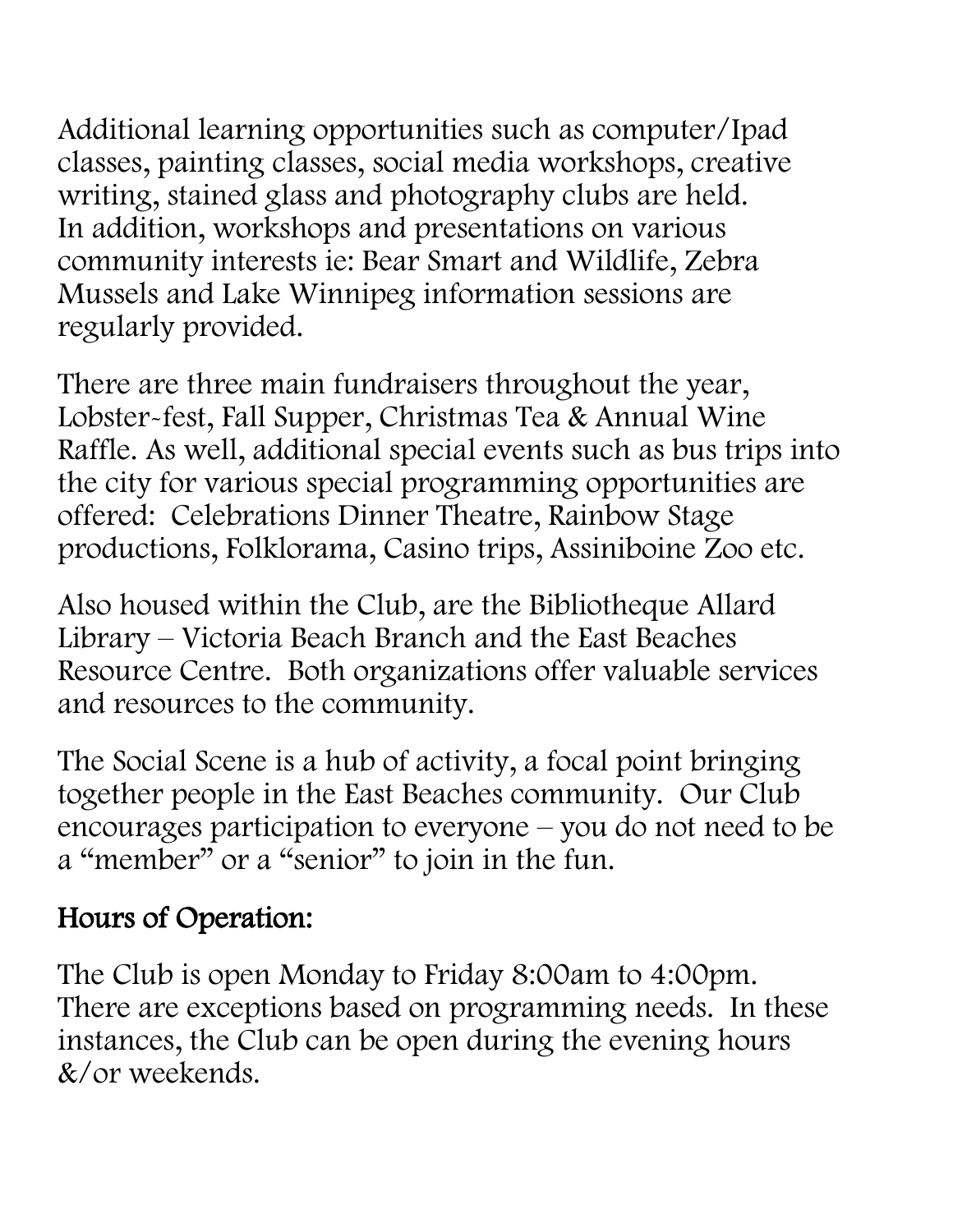Additional learning opportunities such as computer/Ipad classes, painting classes, social media workshops, creative writing, stained glass and photography clubs are held. In addition, workshops and presentations on various community interests ie: Bear Smart and Wildlife, Zebra Mussels and Lake Winnipeg information sessions are regularly provided.

There are three main fundraisers throughout the year, Lobster-fest, Fall Supper, Christmas Tea & Annual Wine Raffle. As well, additional special events such as bus trips into the city for various special programming opportunities are offered: Celebrations Dinner Theatre, Rainbow Stage productions, Folklorama, Casino trips, Assiniboine Zoo etc.

Also housed within the Club, are the Bibliotheque Allard Library – Victoria Beach Branch and the East Beaches Resource Centre. Both organizations offer valuable services and resources to the community.

The Social Scene is a hub of activity, a focal point bringing together people in the East Beaches community. Our Club encourages participation to everyone – you do not need to be a "member" or a "senior" to join in the fun.

## Hours of Operation:

The Club is open Monday to Friday 8:00am to 4:00pm. There are exceptions based on programming needs. In these instances, the Club can be open during the evening hours &/or weekends.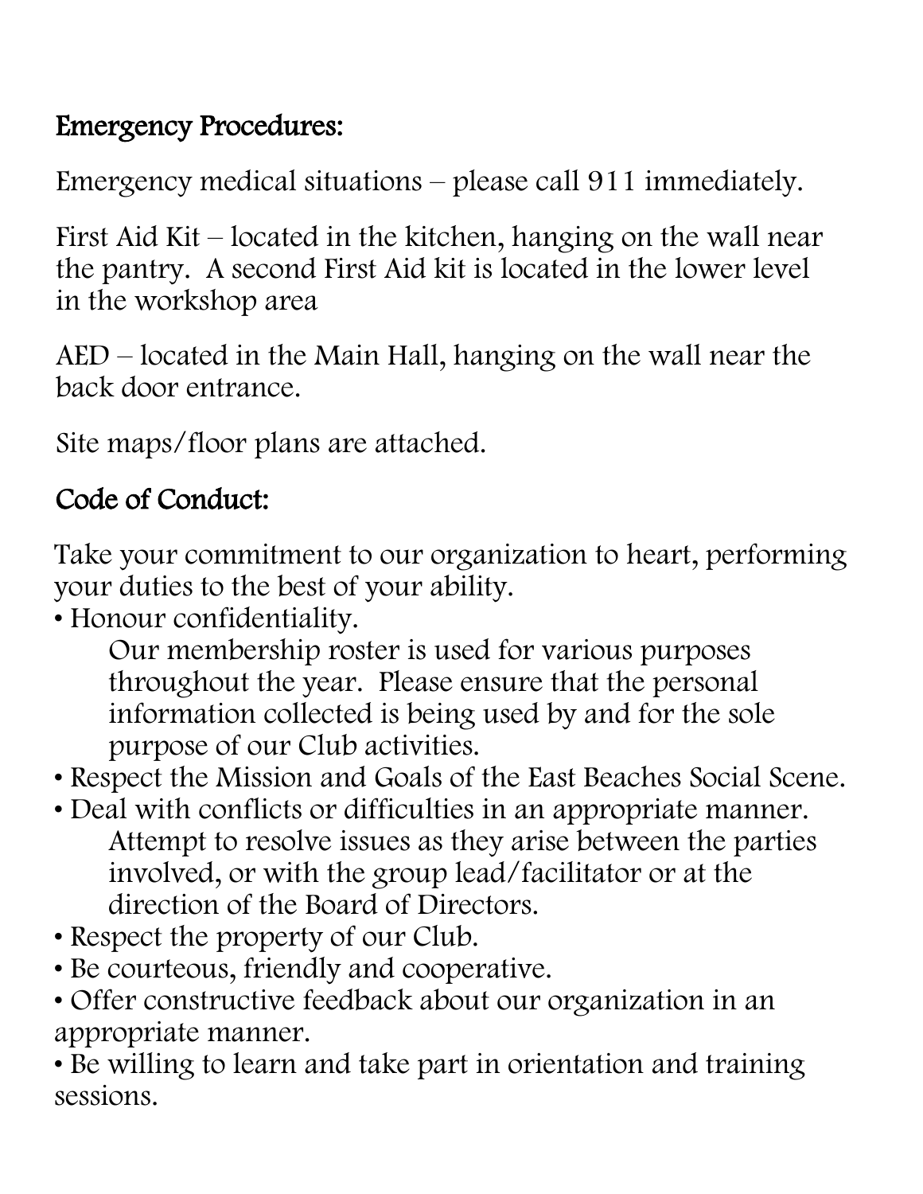## Emergency Procedures:

Emergency medical situations – please call 911 immediately.

First Aid Kit – located in the kitchen, hanging on the wall near the pantry. A second First Aid kit is located in the lower level in the workshop area

AED – located in the Main Hall, hanging on the wall near the back door entrance.

Site maps/floor plans are attached.

## Code of Conduct:

Take your commitment to our organization to heart, performing your duties to the best of your ability.

- Honour confidentiality.
  Our membership roster is used for various purposes throughout the year. Please ensure that the personal information collected is being used by and for the sole purpose of our Club activities.
- Respect the Mission and Goals of the East Beaches Social Scene.
- Deal with conflicts or difficulties in an appropriate manner.
  Attempt to resolve issues as they arise between the parties involved, or with the group lead/facilitator or at the direction of the Board of Directors.
- Respect the property of our Club.
- Be courteous, friendly and cooperative.
- Offer constructive feedback about our organization in an appropriate manner.
- Be willing to learn and take part in orientation and training sessions.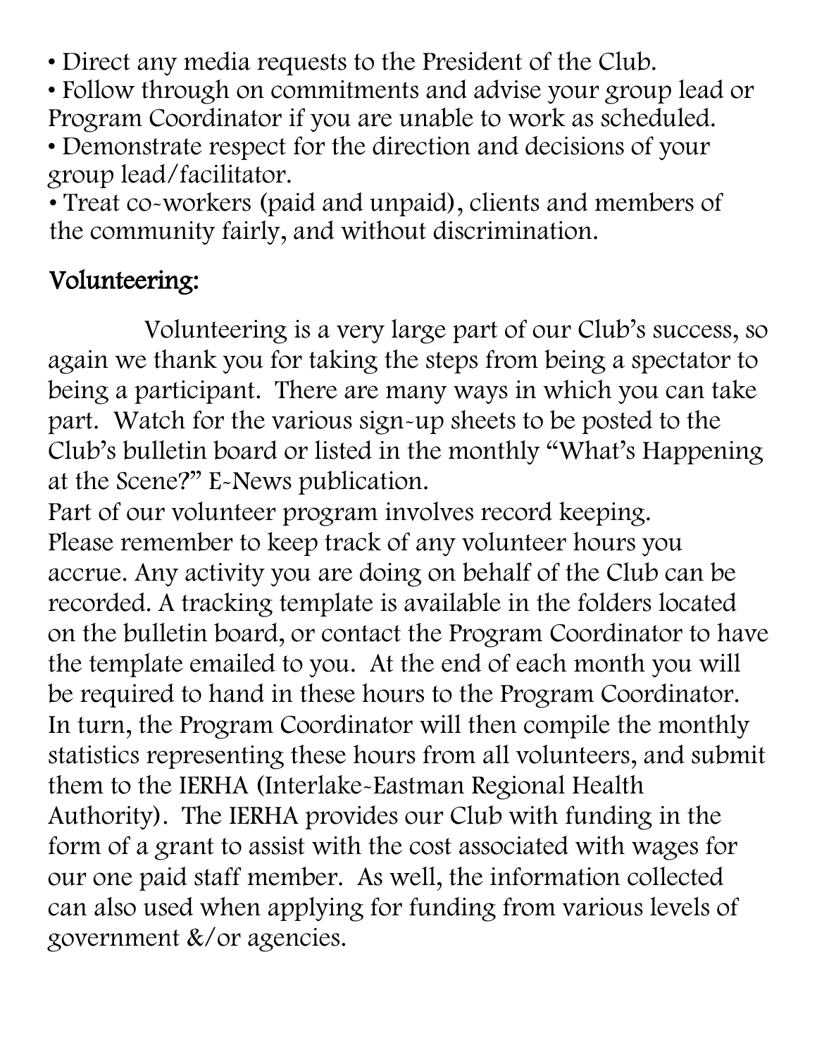- Direct any media requests to the President of the Club.
- Follow through on commitments and advise your group lead or Program Coordinator if you are unable to work as scheduled.
- Demonstrate respect for the direction and decisions of your group lead/facilitator.
- Treat co-workers (paid and unpaid), clients and members of the community fairly, and without discrimination.

## Volunteering:

Volunteering is a very large part of our Club's success, so again we thank you for taking the steps from being a spectator to being a participant. There are many ways in which you can take part. Watch for the various sign-up sheets to be posted to the Club's bulletin board or listed in the monthly "What's Happening at the Scene?" E-News publication.

Part of our volunteer program involves record keeping. Please remember to keep track of any volunteer hours you accrue. Any activity you are doing on behalf of the Club can be recorded. A tracking template is available in the folders located on the bulletin board, or contact the Program Coordinator to have the template emailed to you. At the end of each month you will be required to hand in these hours to the Program Coordinator. In turn, the Program Coordinator will then compile the monthly statistics representing these hours from all volunteers, and submit them to the IERHA (Interlake-Eastman Regional Health Authority). The IERHA provides our Club with funding in the form of a grant to assist with the cost associated with wages for our one paid staff member. As well, the information collected can also used when applying for funding from various levels of government &/or agencies.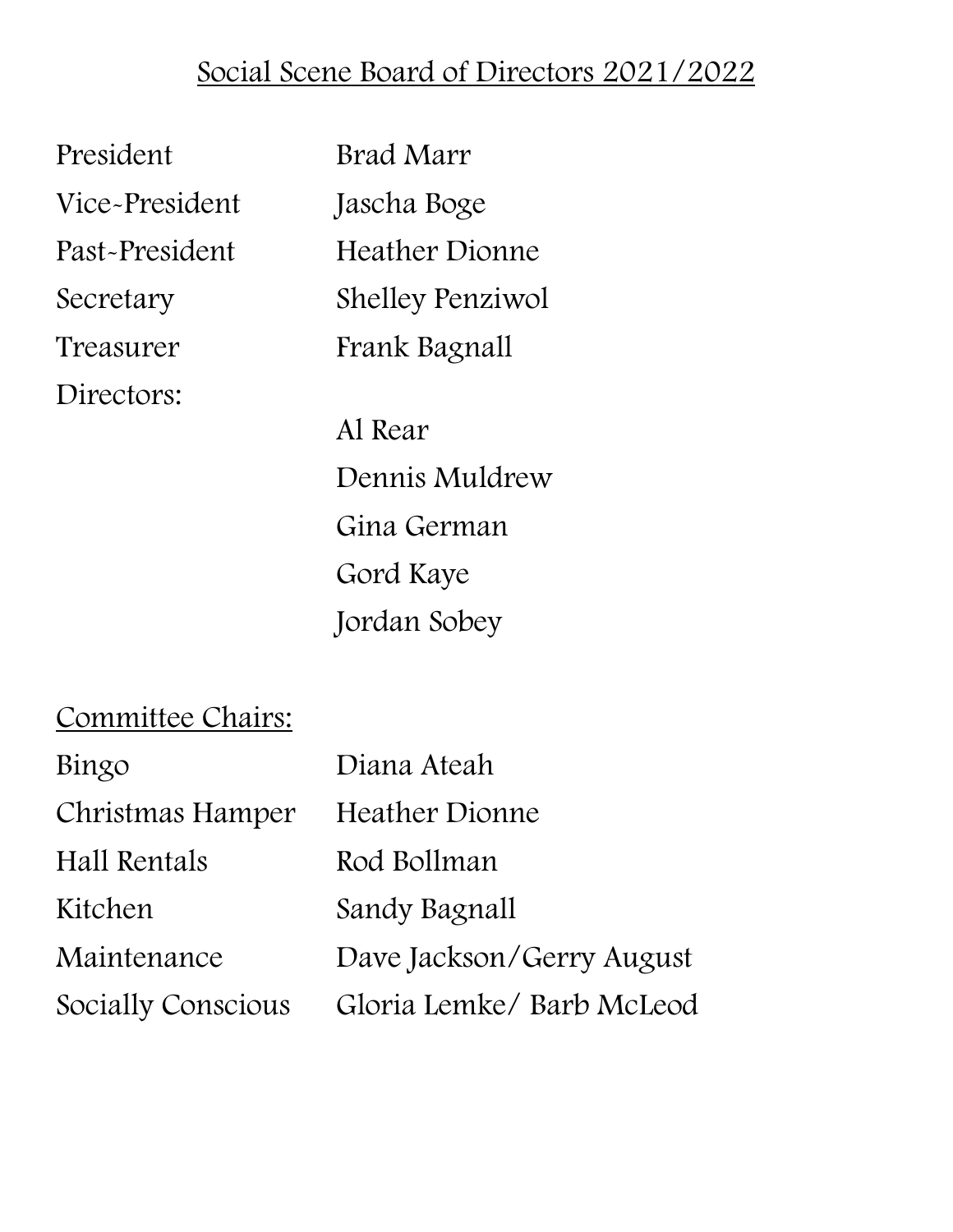## Social Scene Board of Directors 2021/2022

| | |
|---|---|
| President | Brad Marr |
| Vice-President | Jascha Boge |
| Past-President | Heather Dionne |
| Secretary | Shelley Penziwol |
| Treasurer | Frank Bagnall |
| Directors: | |
| | Al Rear |
| | Dennis Muldrew |
| | Gina German |
| | Gord Kaye |
| | Jordan Sobey |

### Committee Chairs:

| | |
|---|---|
| Bingo | Diana Ateah |
| Christmas Hamper | Heather Dionne |
| Hall Rentals | Rod Bollman |
| Kitchen | Sandy Bagnall |
| Maintenance | Dave Jackson/Gerry August |
| Socially Conscious | Gloria Lemke/ Barb McLeod |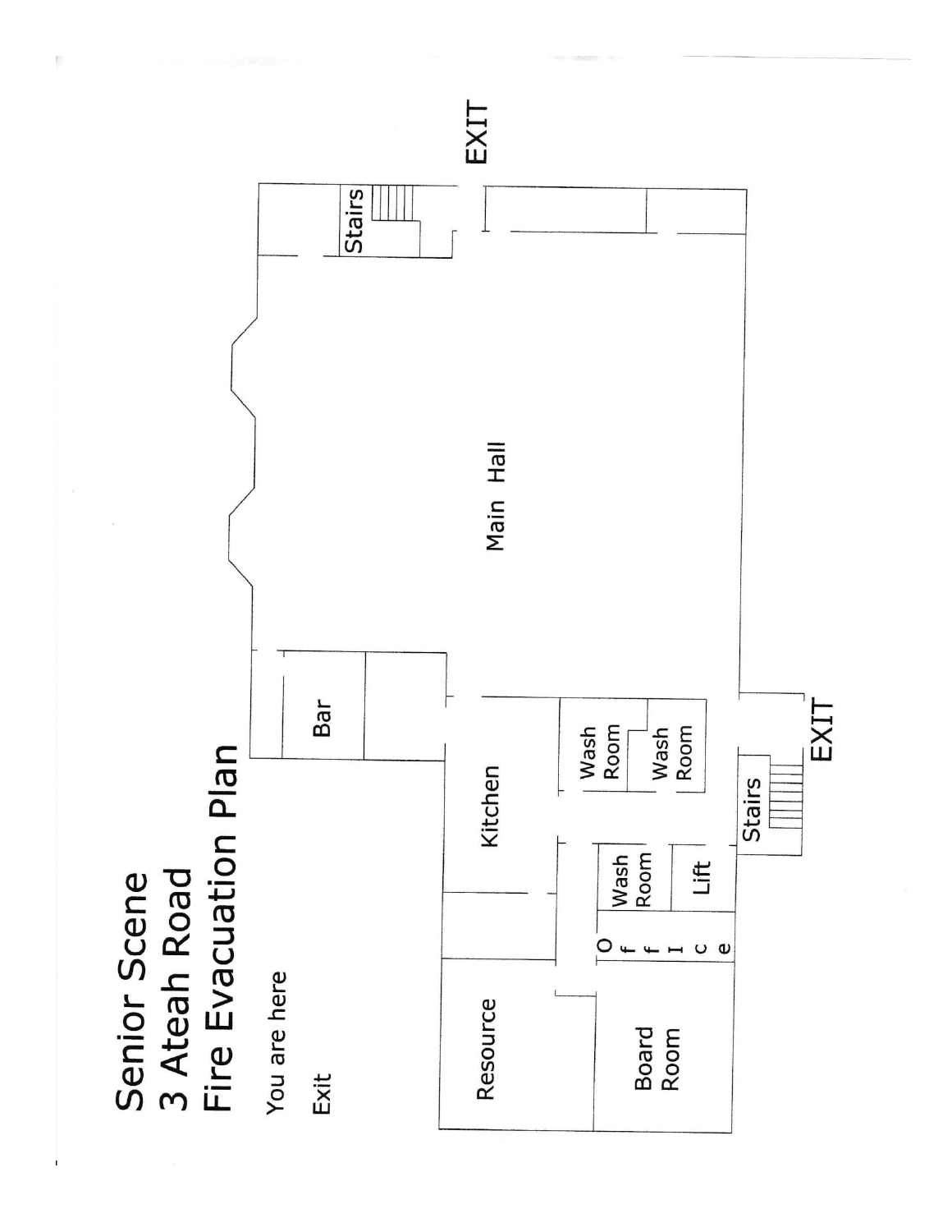# Senior Scene
# 3 Ateah Road
# Fire Evacuation Plan

You are here

Exit

EXIT

Stairs

Main Hall

Bar

Kitchen

Wash Room

Wash Room

EXIT

Stairs

Wash Room

Lift

Office

Resource

Board Room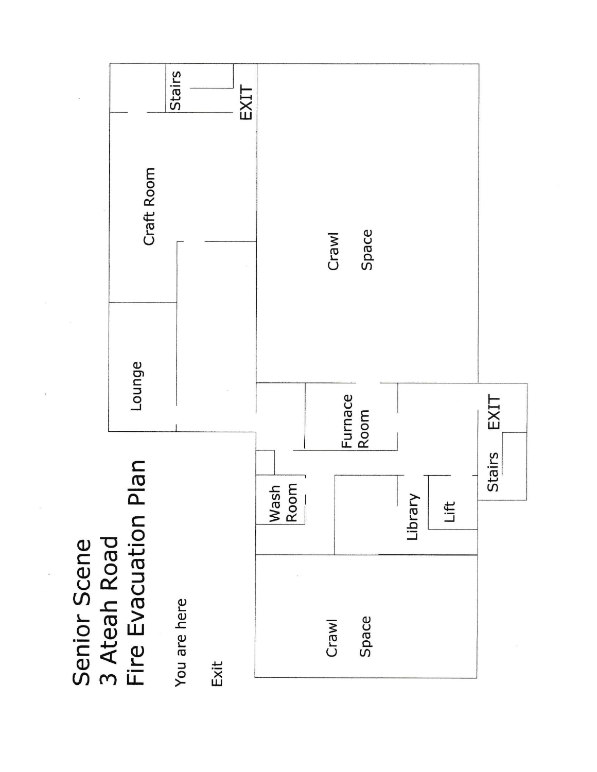# Senior Scene
# 3 Ateah Road
# Fire Evacuation Plan

You are here

Exit

Craft Room

Stairs

EXIT

Crawl Space

Lounge

Furnace Room

Wash Room

Library

Lift

Stairs

EXIT

Crawl Space